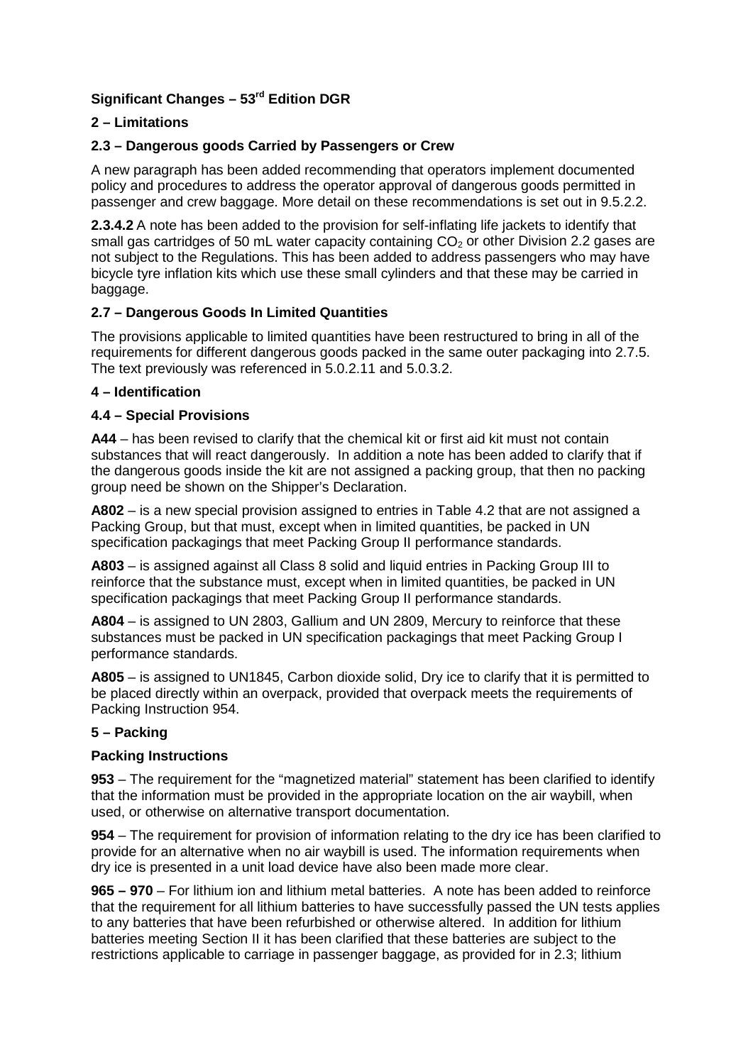# Significant Changes – 53rd Edition DGR

## 2 – Limitations

### 2.3 – Dangerous goods Carried by Passengers or Crew

A new paragraph has been added recommending that operators implement documented policy and procedures to address the operator approval of dangerous goods permitted in passenger and crew baggage. More detail on these recommendations is set out in 9.5.2.2.

**2.3.4.2** A note has been added to the provision for self-inflating life jackets to identify that small gas cartridges of 50 mL water capacity containing $CO_2$ or other Division 2.2 gases are not subject to the Regulations. This has been added to address passengers who may have bicycle tyre inflation kits which use these small cylinders and that these may be carried in baggage.

### 2.7 – Dangerous Goods In Limited Quantities

The provisions applicable to limited quantities have been restructured to bring in all of the requirements for different dangerous goods packed in the same outer packaging into 2.7.5. The text previously was referenced in 5.0.2.11 and 5.0.3.2.

## 4 – Identification

### 4.4 – Special Provisions

**A44** – has been revised to clarify that the chemical kit or first aid kit must not contain substances that will react dangerously. In addition a note has been added to clarify that if the dangerous goods inside the kit are not assigned a packing group, that then no packing group need be shown on the Shipper's Declaration.

**A802** – is a new special provision assigned to entries in Table 4.2 that are not assigned a Packing Group, but that must, except when in limited quantities, be packed in UN specification packagings that meet Packing Group II performance standards.

**A803** – is assigned against all Class 8 solid and liquid entries in Packing Group III to reinforce that the substance must, except when in limited quantities, be packed in UN specification packagings that meet Packing Group II performance standards.

**A804** – is assigned to UN 2803, Gallium and UN 2809, Mercury to reinforce that these substances must be packed in UN specification packagings that meet Packing Group I performance standards.

**A805** – is assigned to UN1845, Carbon dioxide solid, Dry ice to clarify that it is permitted to be placed directly within an overpack, provided that overpack meets the requirements of Packing Instruction 954.

## 5 – Packing

### Packing Instructions

**953** – The requirement for the "magnetized material" statement has been clarified to identify that the information must be provided in the appropriate location on the air waybill, when used, or otherwise on alternative transport documentation.

**954** – The requirement for provision of information relating to the dry ice has been clarified to provide for an alternative when no air waybill is used. The information requirements when dry ice is presented in a unit load device have also been made more clear.

**965 – 970** – For lithium ion and lithium metal batteries. A note has been added to reinforce that the requirement for all lithium batteries to have successfully passed the UN tests applies to any batteries that have been refurbished or otherwise altered. In addition for lithium batteries meeting Section II it has been clarified that these batteries are subject to the restrictions applicable to carriage in passenger baggage, as provided for in 2.3; lithium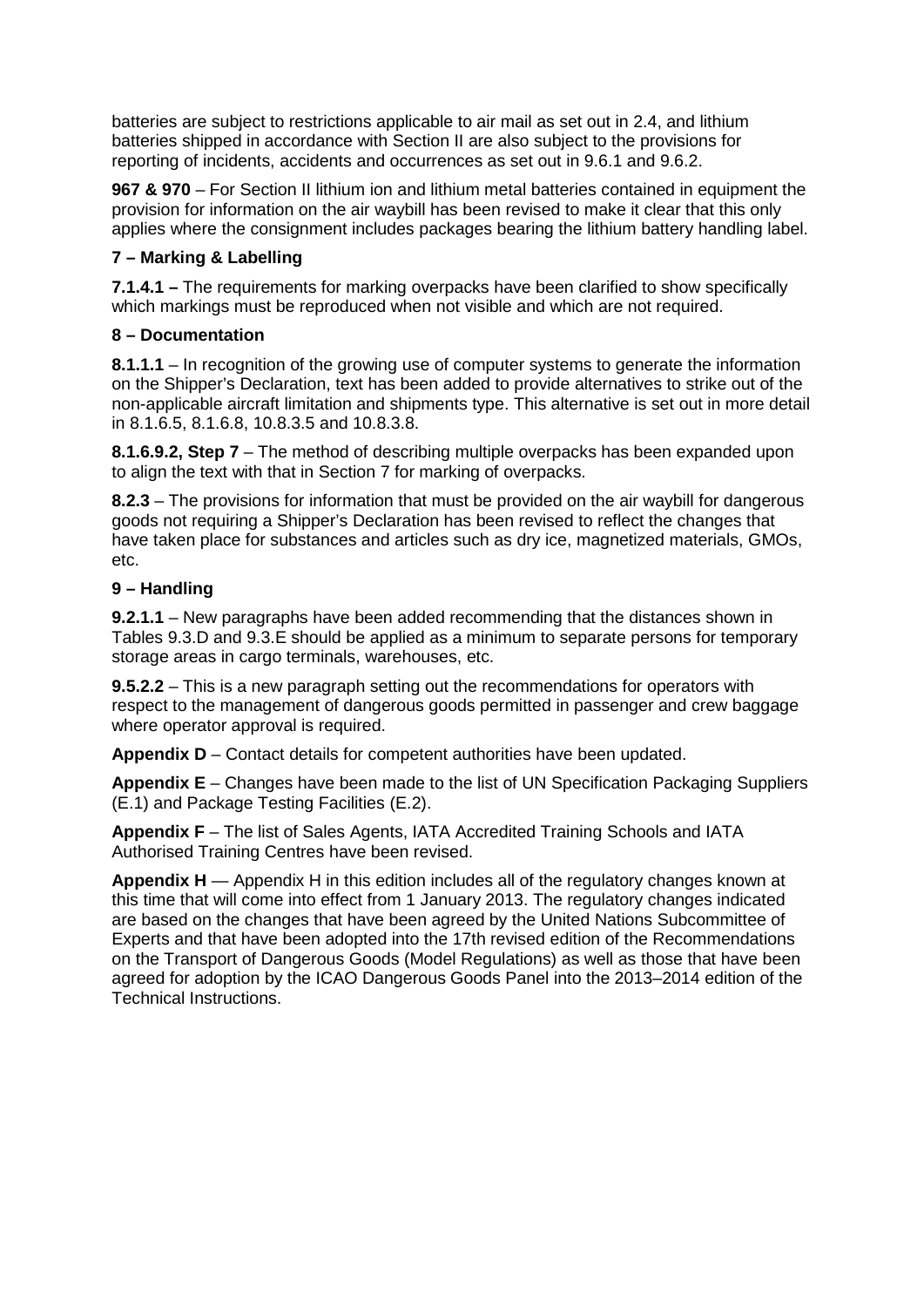batteries are subject to restrictions applicable to air mail as set out in 2.4, and lithium batteries shipped in accordance with Section II are also subject to the provisions for reporting of incidents, accidents and occurrences as set out in 9.6.1 and 9.6.2.

**967 & 970** – For Section II lithium ion and lithium metal batteries contained in equipment the provision for information on the air waybill has been revised to make it clear that this only applies where the consignment includes packages bearing the lithium battery handling label.

### 7 – Marking & Labelling

**7.1.4.1 –** The requirements for marking overpacks have been clarified to show specifically which markings must be reproduced when not visible and which are not required.

### 8 – Documentation

**8.1.1.1** – In recognition of the growing use of computer systems to generate the information on the Shipper's Declaration, text has been added to provide alternatives to strike out of the non-applicable aircraft limitation and shipments type. This alternative is set out in more detail in 8.1.6.5, 8.1.6.8, 10.8.3.5 and 10.8.3.8.

**8.1.6.9.2, Step 7** – The method of describing multiple overpacks has been expanded upon to align the text with that in Section 7 for marking of overpacks.

**8.2.3** – The provisions for information that must be provided on the air waybill for dangerous goods not requiring a Shipper's Declaration has been revised to reflect the changes that have taken place for substances and articles such as dry ice, magnetized materials, GMOs, etc.

### 9 – Handling

**9.2.1.1** – New paragraphs have been added recommending that the distances shown in Tables 9.3.D and 9.3.E should be applied as a minimum to separate persons for temporary storage areas in cargo terminals, warehouses, etc.

**9.5.2.2** – This is a new paragraph setting out the recommendations for operators with respect to the management of dangerous goods permitted in passenger and crew baggage where operator approval is required.

**Appendix D** – Contact details for competent authorities have been updated.

**Appendix E** – Changes have been made to the list of UN Specification Packaging Suppliers (E.1) and Package Testing Facilities (E.2).

**Appendix F** – The list of Sales Agents, IATA Accredited Training Schools and IATA Authorised Training Centres have been revised.

**Appendix H** — Appendix H in this edition includes all of the regulatory changes known at this time that will come into effect from 1 January 2013. The regulatory changes indicated are based on the changes that have been agreed by the United Nations Subcommittee of Experts and that have been adopted into the 17th revised edition of the Recommendations on the Transport of Dangerous Goods (Model Regulations) as well as those that have been agreed for adoption by the ICAO Dangerous Goods Panel into the 2013–2014 edition of the Technical Instructions.